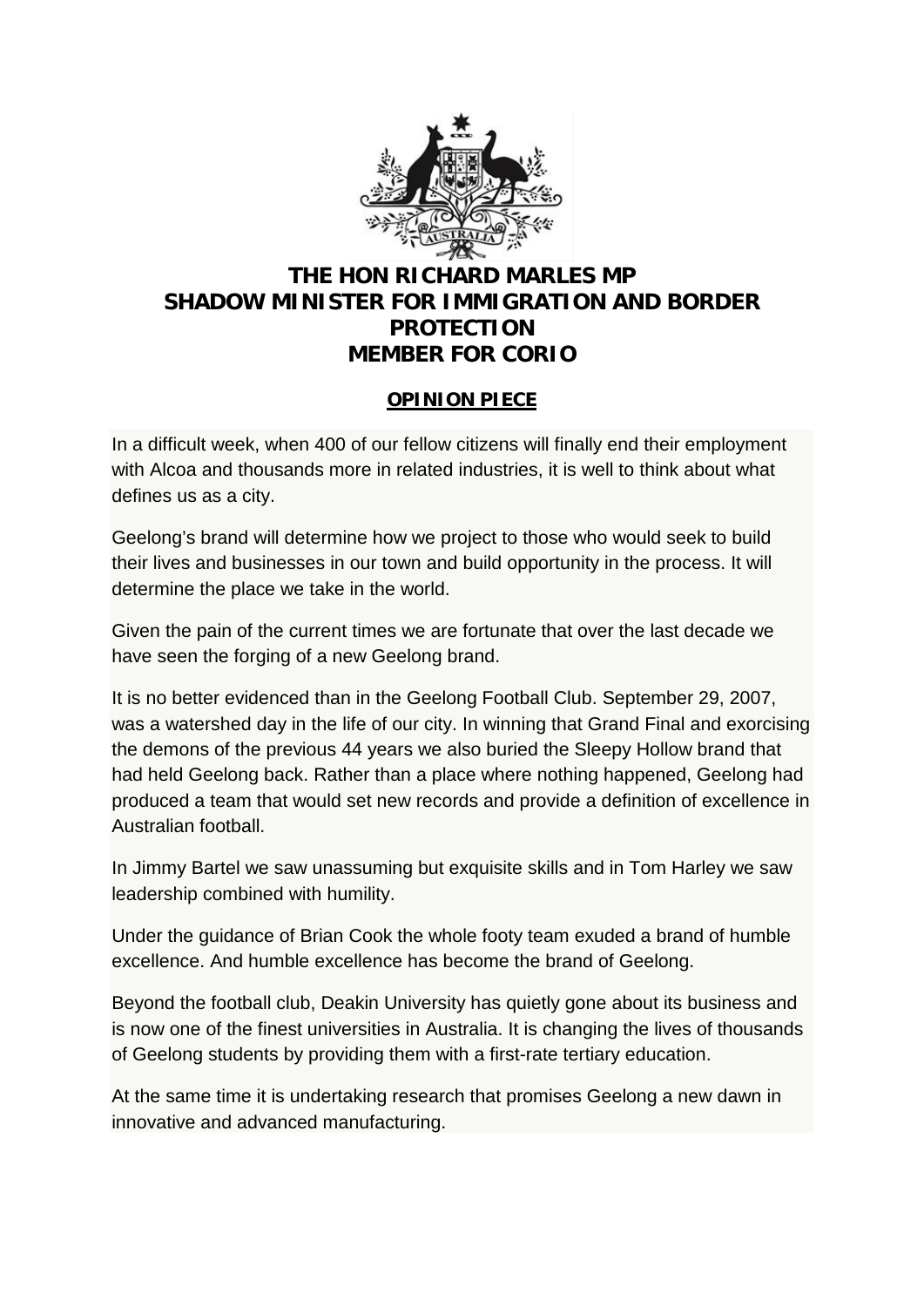# THE HON RICHARD MARLES MP
# SHADOW MINISTER FOR IMMIGRATION AND BORDER PROTECTION
# MEMBER FOR CORIO

## OPINION PIECE

In a difficult week, when 400 of our fellow citizens will finally end their employment with Alcoa and thousands more in related industries, it is well to think about what defines us as a city.

Geelong's brand will determine how we project to those who would seek to build their lives and businesses in our town and build opportunity in the process. It will determine the place we take in the world.

Given the pain of the current times we are fortunate that over the last decade we have seen the forging of a new Geelong brand.

It is no better evidenced than in the Geelong Football Club. September 29, 2007, was a watershed day in the life of our city. In winning that Grand Final and exorcising the demons of the previous 44 years we also buried the Sleepy Hollow brand that had held Geelong back. Rather than a place where nothing happened, Geelong had produced a team that would set new records and provide a definition of excellence in Australian football.

In Jimmy Bartel we saw unassuming but exquisite skills and in Tom Harley we saw leadership combined with humility.

Under the guidance of Brian Cook the whole footy team exuded a brand of humble excellence. And humble excellence has become the brand of Geelong.

Beyond the football club, Deakin University has quietly gone about its business and is now one of the finest universities in Australia. It is changing the lives of thousands of Geelong students by providing them with a first-rate tertiary education.

At the same time it is undertaking research that promises Geelong a new dawn in innovative and advanced manufacturing.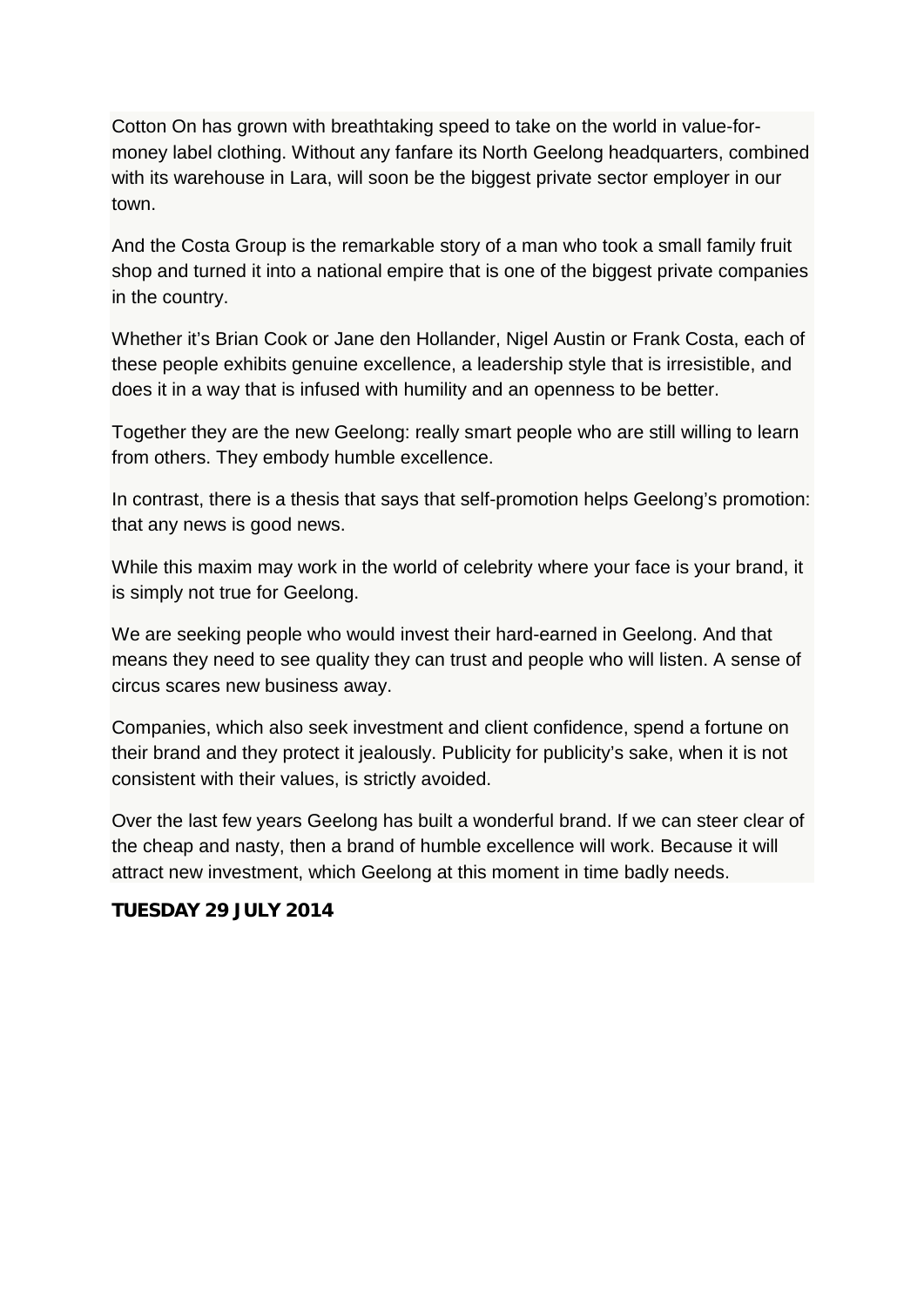Cotton On has grown with breathtaking speed to take on the world in value-for-money label clothing. Without any fanfare its North Geelong headquarters, combined with its warehouse in Lara, will soon be the biggest private sector employer in our town.

And the Costa Group is the remarkable story of a man who took a small family fruit shop and turned it into a national empire that is one of the biggest private companies in the country.

Whether it's Brian Cook or Jane den Hollander, Nigel Austin or Frank Costa, each of these people exhibits genuine excellence, a leadership style that is irresistible, and does it in a way that is infused with humility and an openness to be better.

Together they are the new Geelong: really smart people who are still willing to learn from others. They embody humble excellence.

In contrast, there is a thesis that says that self-promotion helps Geelong's promotion: that any news is good news.

While this maxim may work in the world of celebrity where your face is your brand, it is simply not true for Geelong.

We are seeking people who would invest their hard-earned in Geelong. And that means they need to see quality they can trust and people who will listen. A sense of circus scares new business away.

Companies, which also seek investment and client confidence, spend a fortune on their brand and they protect it jealously. Publicity for publicity's sake, when it is not consistent with their values, is strictly avoided.

Over the last few years Geelong has built a wonderful brand. If we can steer clear of the cheap and nasty, then a brand of humble excellence will work. Because it will attract new investment, which Geelong at this moment in time badly needs.

**TUESDAY 29 JULY 2014**